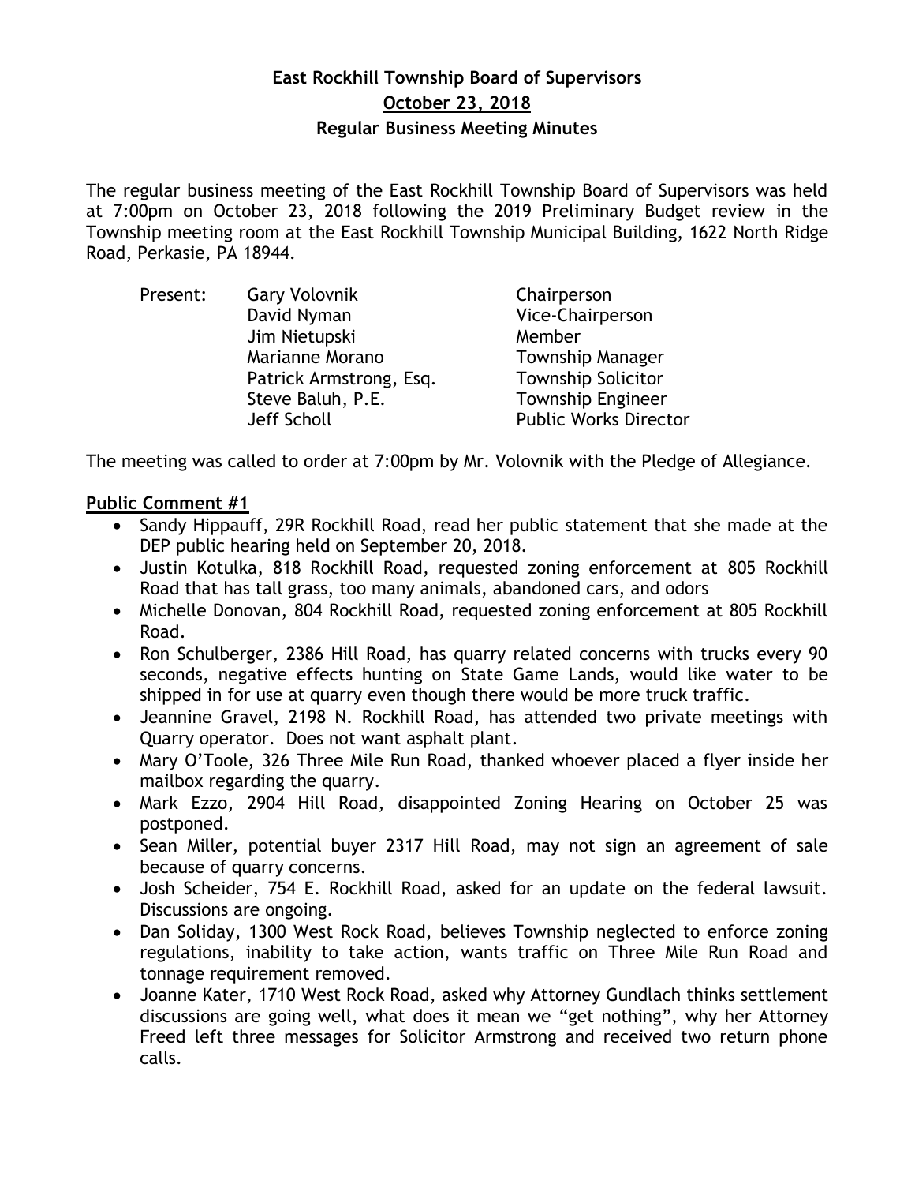# East Rockhill Township Board of Supervisors
## October 23, 2018
## Regular Business Meeting Minutes

The regular business meeting of the East Rockhill Township Board of Supervisors was held at 7:00pm on October 23, 2018 following the 2019 Preliminary Budget review in the Township meeting room at the East Rockhill Township Municipal Building, 1622 North Ridge Road, Perkasie, PA 18944.

| Present: | Gary Volovnik | Chairperson |
|---|---|---|
| | David Nyman | Vice-Chairperson |
| | Jim Nietupski | Member |
| | Marianne Morano | Township Manager |
| | Patrick Armstrong, Esq. | Township Solicitor |
| | Steve Baluh, P.E. | Township Engineer |
| | Jeff Scholl | Public Works Director |

The meeting was called to order at 7:00pm by Mr. Volovnik with the Pledge of Allegiance.

**Public Comment #1**

- Sandy Hippauff, 29R Rockhill Road, read her public statement that she made at the DEP public hearing held on September 20, 2018.
- Justin Kotulka, 818 Rockhill Road, requested zoning enforcement at 805 Rockhill Road that has tall grass, too many animals, abandoned cars, and odors
- Michelle Donovan, 804 Rockhill Road, requested zoning enforcement at 805 Rockhill Road.
- Ron Schulberger, 2386 Hill Road, has quarry related concerns with trucks every 90 seconds, negative effects hunting on State Game Lands, would like water to be shipped in for use at quarry even though there would be more truck traffic.
- Jeannine Gravel, 2198 N. Rockhill Road, has attended two private meetings with Quarry operator. Does not want asphalt plant.
- Mary O'Toole, 326 Three Mile Run Road, thanked whoever placed a flyer inside her mailbox regarding the quarry.
- Mark Ezzo, 2904 Hill Road, disappointed Zoning Hearing on October 25 was postponed.
- Sean Miller, potential buyer 2317 Hill Road, may not sign an agreement of sale because of quarry concerns.
- Josh Scheider, 754 E. Rockhill Road, asked for an update on the federal lawsuit. Discussions are ongoing.
- Dan Soliday, 1300 West Rock Road, believes Township neglected to enforce zoning regulations, inability to take action, wants traffic on Three Mile Run Road and tonnage requirement removed.
- Joanne Kater, 1710 West Rock Road, asked why Attorney Gundlach thinks settlement discussions are going well, what does it mean we "get nothing", why her Attorney Freed left three messages for Solicitor Armstrong and received two return phone calls.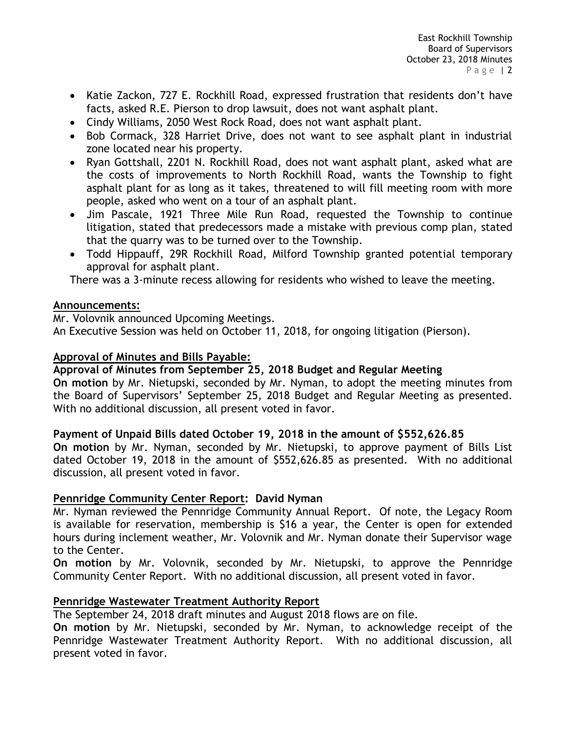- Katie Zackon, 727 E. Rockhill Road, expressed frustration that residents don't have facts, asked R.E. Pierson to drop lawsuit, does not want asphalt plant.
- Cindy Williams, 2050 West Rock Road, does not want asphalt plant.
- Bob Cormack, 328 Harriet Drive, does not want to see asphalt plant in industrial zone located near his property.
- Ryan Gottshall, 2201 N. Rockhill Road, does not want asphalt plant, asked what are the costs of improvements to North Rockhill Road, wants the Township to fight asphalt plant for as long as it takes, threatened to will fill meeting room with more people, asked who went on a tour of an asphalt plant.
- Jim Pascale, 1921 Three Mile Run Road, requested the Township to continue litigation, stated that predecessors made a mistake with previous comp plan, stated that the quarry was to be turned over to the Township.
- Todd Hippauff, 29R Rockhill Road, Milford Township granted potential temporary approval for asphalt plant.

There was a 3-minute recess allowing for residents who wished to leave the meeting.

## Announcements:

Mr. Volovnik announced Upcoming Meetings.
An Executive Session was held on October 11, 2018, for ongoing litigation (Pierson).

## Approval of Minutes and Bills Payable:

### Approval of Minutes from September 25, 2018 Budget and Regular Meeting

**On motion** by Mr. Nietupski, seconded by Mr. Nyman, to adopt the meeting minutes from the Board of Supervisors' September 25, 2018 Budget and Regular Meeting as presented. With no additional discussion, all present voted in favor.

### Payment of Unpaid Bills dated October 19, 2018 in the amount of $552,626.85

**On motion** by Mr. Nyman, seconded by Mr. Nietupski, to approve payment of Bills List dated October 19, 2018 in the amount of $552,626.85 as presented. With no additional discussion, all present voted in favor.

## Pennridge Community Center Report: David Nyman

Mr. Nyman reviewed the Pennridge Community Annual Report. Of note, the Legacy Room is available for reservation, membership is $16 a year, the Center is open for extended hours during inclement weather, Mr. Volovnik and Mr. Nyman donate their Supervisor wage to the Center.

**On motion** by Mr. Volovnik, seconded by Mr. Nietupski, to approve the Pennridge Community Center Report. With no additional discussion, all present voted in favor.

## Pennridge Wastewater Treatment Authority Report

The September 24, 2018 draft minutes and August 2018 flows are on file.

**On motion** by Mr. Nietupski, seconded by Mr. Nyman, to acknowledge receipt of the Pennridge Wastewater Treatment Authority Report. With no additional discussion, all present voted in favor.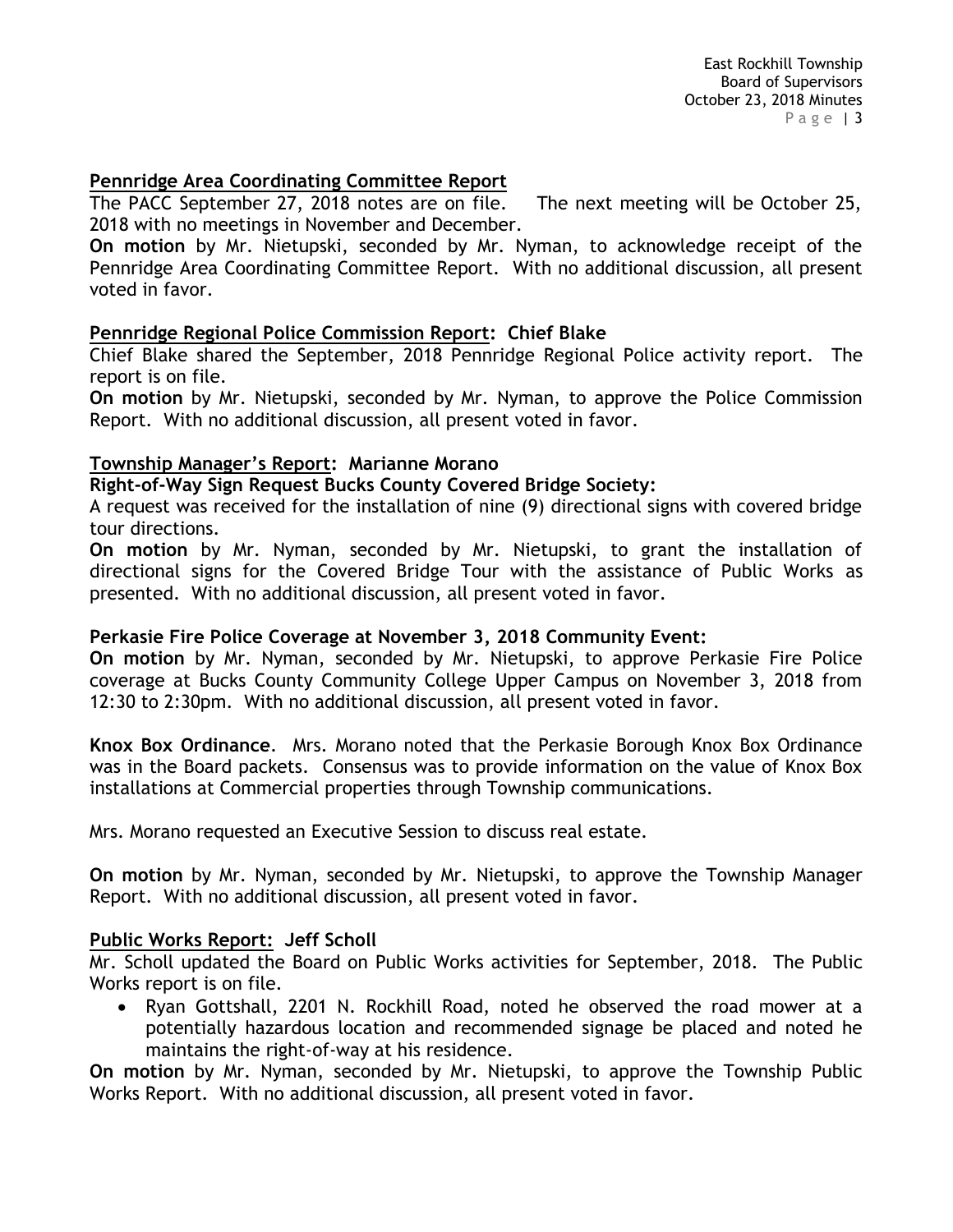**Pennridge Area Coordinating Committee Report**

The PACC September 27, 2018 notes are on file. The next meeting will be October 25, 2018 with no meetings in November and December.

**On motion** by Mr. Nietupski, seconded by Mr. Nyman, to acknowledge receipt of the Pennridge Area Coordinating Committee Report. With no additional discussion, all present voted in favor.

**Pennridge Regional Police Commission Report: Chief Blake**

Chief Blake shared the September, 2018 Pennridge Regional Police activity report. The report is on file.

**On motion** by Mr. Nietupski, seconded by Mr. Nyman, to approve the Police Commission Report. With no additional discussion, all present voted in favor.

**Township Manager's Report: Marianne Morano**

**Right-of-Way Sign Request Bucks County Covered Bridge Society:**

A request was received for the installation of nine (9) directional signs with covered bridge tour directions.

**On motion** by Mr. Nyman, seconded by Mr. Nietupski, to grant the installation of directional signs for the Covered Bridge Tour with the assistance of Public Works as presented. With no additional discussion, all present voted in favor.

**Perkasie Fire Police Coverage at November 3, 2018 Community Event:**

**On motion** by Mr. Nyman, seconded by Mr. Nietupski, to approve Perkasie Fire Police coverage at Bucks County Community College Upper Campus on November 3, 2018 from 12:30 to 2:30pm. With no additional discussion, all present voted in favor.

**Knox Box Ordinance**. Mrs. Morano noted that the Perkasie Borough Knox Box Ordinance was in the Board packets. Consensus was to provide information on the value of Knox Box installations at Commercial properties through Township communications.

Mrs. Morano requested an Executive Session to discuss real estate.

**On motion** by Mr. Nyman, seconded by Mr. Nietupski, to approve the Township Manager Report. With no additional discussion, all present voted in favor.

**Public Works Report: Jeff Scholl**

Mr. Scholl updated the Board on Public Works activities for September, 2018. The Public Works report is on file.

- Ryan Gottshall, 2201 N. Rockhill Road, noted he observed the road mower at a potentially hazardous location and recommended signage be placed and noted he maintains the right-of-way at his residence.

**On motion** by Mr. Nyman, seconded by Mr. Nietupski, to approve the Township Public Works Report. With no additional discussion, all present voted in favor.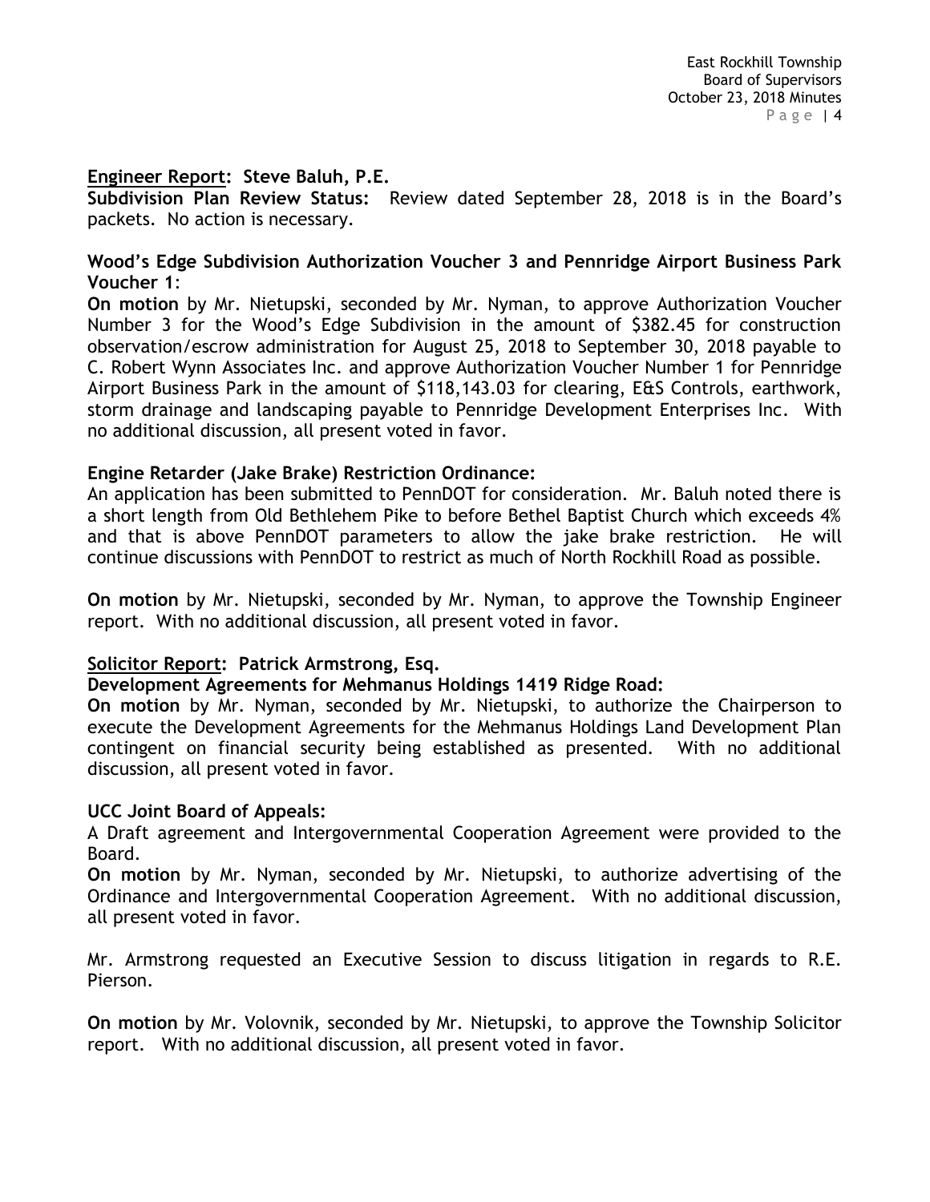**Engineer Report: Steve Baluh, P.E.**

**Subdivision Plan Review Status:** Review dated September 28, 2018 is in the Board's packets. No action is necessary.

**Wood's Edge Subdivision Authorization Voucher 3 and Pennridge Airport Business Park Voucher 1**:

**On motion** by Mr. Nietupski, seconded by Mr. Nyman, to approve Authorization Voucher Number 3 for the Wood's Edge Subdivision in the amount of $382.45 for construction observation/escrow administration for August 25, 2018 to September 30, 2018 payable to C. Robert Wynn Associates Inc. and approve Authorization Voucher Number 1 for Pennridge Airport Business Park in the amount of $118,143.03 for clearing, E&S Controls, earthwork, storm drainage and landscaping payable to Pennridge Development Enterprises Inc. With no additional discussion, all present voted in favor.

**Engine Retarder (Jake Brake) Restriction Ordinance:**

An application has been submitted to PennDOT for consideration. Mr. Baluh noted there is a short length from Old Bethlehem Pike to before Bethel Baptist Church which exceeds 4% and that is above PennDOT parameters to allow the jake brake restriction. He will continue discussions with PennDOT to restrict as much of North Rockhill Road as possible.

**On motion** by Mr. Nietupski, seconded by Mr. Nyman, to approve the Township Engineer report. With no additional discussion, all present voted in favor.

**Solicitor Report: Patrick Armstrong, Esq.**

**Development Agreements for Mehmanus Holdings 1419 Ridge Road:**

**On motion** by Mr. Nyman, seconded by Mr. Nietupski, to authorize the Chairperson to execute the Development Agreements for the Mehmanus Holdings Land Development Plan contingent on financial security being established as presented. With no additional discussion, all present voted in favor.

**UCC Joint Board of Appeals:**

A Draft agreement and Intergovernmental Cooperation Agreement were provided to the Board.

**On motion** by Mr. Nyman, seconded by Mr. Nietupski, to authorize advertising of the Ordinance and Intergovernmental Cooperation Agreement. With no additional discussion, all present voted in favor.

Mr. Armstrong requested an Executive Session to discuss litigation in regards to R.E. Pierson.

**On motion** by Mr. Volovnik, seconded by Mr. Nietupski, to approve the Township Solicitor report. With no additional discussion, all present voted in favor.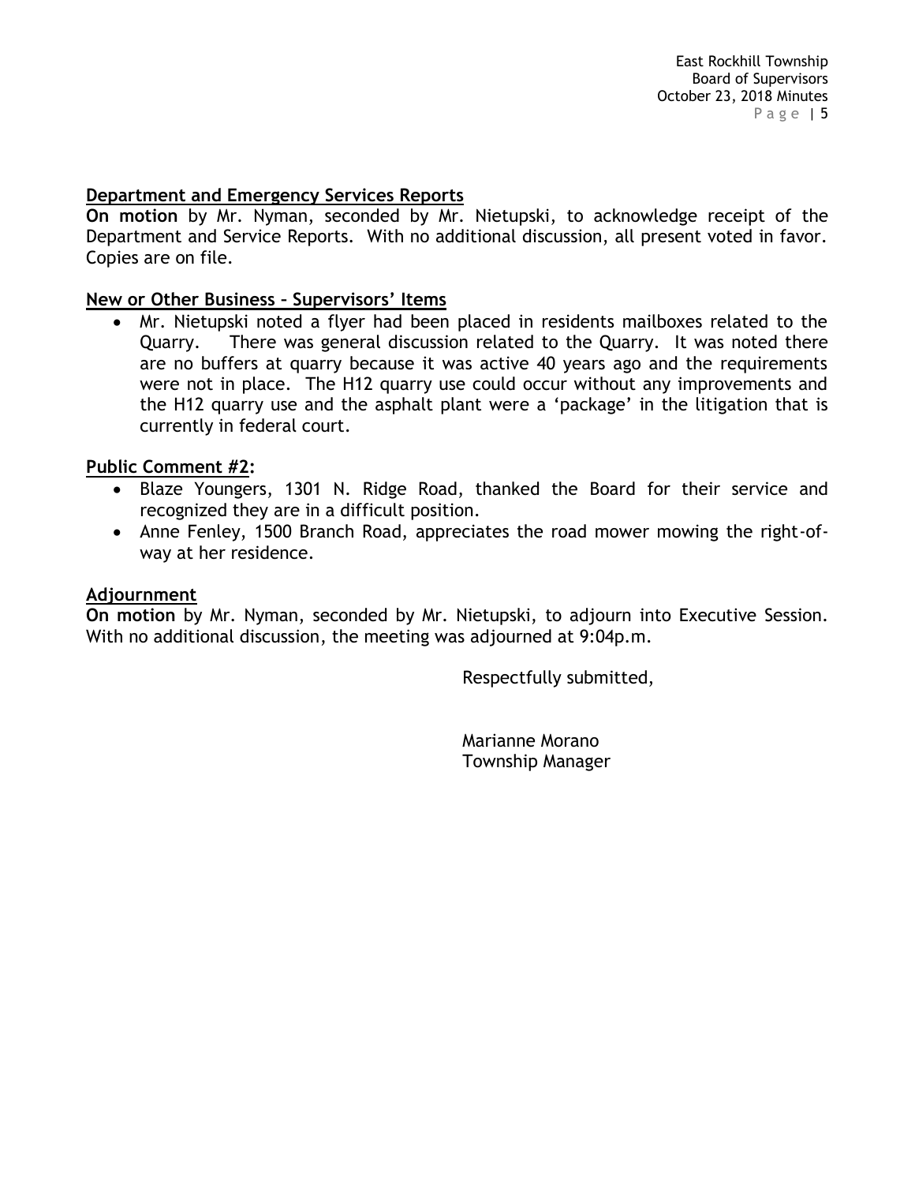**Department and Emergency Services Reports**

**On motion** by Mr. Nyman, seconded by Mr. Nietupski, to acknowledge receipt of the Department and Service Reports. With no additional discussion, all present voted in favor. Copies are on file.

**New or Other Business – Supervisors' Items**

- Mr. Nietupski noted a flyer had been placed in residents mailboxes related to the Quarry. There was general discussion related to the Quarry. It was noted there are no buffers at quarry because it was active 40 years ago and the requirements were not in place. The H12 quarry use could occur without any improvements and the H12 quarry use and the asphalt plant were a 'package' in the litigation that is currently in federal court.

**Public Comment #2:**

- Blaze Youngers, 1301 N. Ridge Road, thanked the Board for their service and recognized they are in a difficult position.
- Anne Fenley, 1500 Branch Road, appreciates the road mower mowing the right-of-way at her residence.

**Adjournment**

**On motion** by Mr. Nyman, seconded by Mr. Nietupski, to adjourn into Executive Session. With no additional discussion, the meeting was adjourned at 9:04p.m.

Respectfully submitted,

Marianne Morano
Township Manager